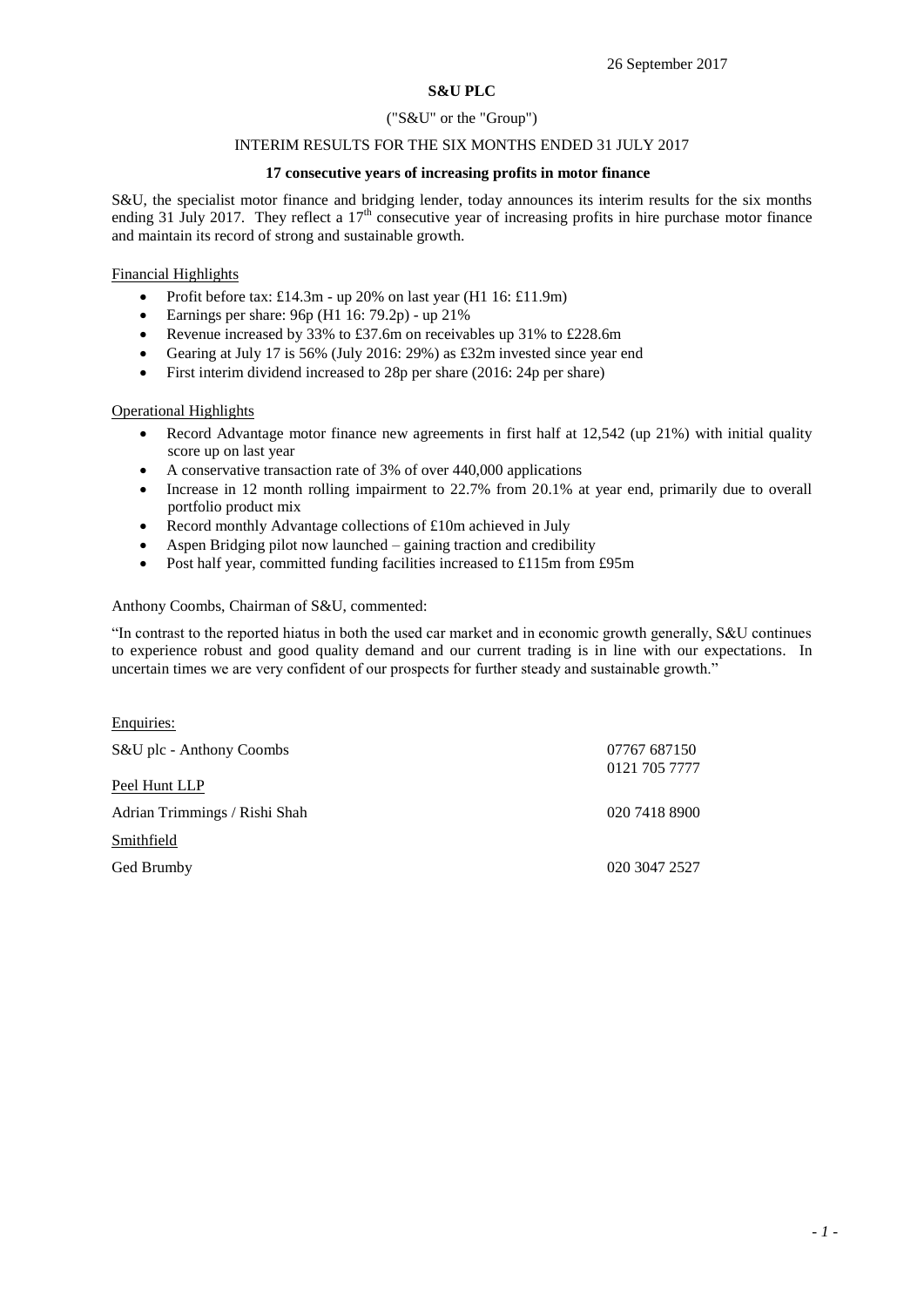26 September 2017

**S&U PLC**

("S&U" or the "Group")

INTERIM RESULTS FOR THE SIX MONTHS ENDED 31 JULY 2017

**17 consecutive years of increasing profits in motor finance**

S&U, the specialist motor finance and bridging lender, today announces its interim results for the six months ending 31 July 2017. They reflect a 17th consecutive year of increasing profits in hire purchase motor finance and maintain its record of strong and sustainable growth.

Financial Highlights

- Profit before tax: £14.3m - up 20% on last year (H1 16: £11.9m)
- Earnings per share: 96p (H1 16: 79.2p) - up 21%
- Revenue increased by 33% to £37.6m on receivables up 31% to £228.6m
- Gearing at July 17 is 56% (July 2016: 29%) as £32m invested since year end
- First interim dividend increased to 28p per share (2016: 24p per share)

Operational Highlights

- Record Advantage motor finance new agreements in first half at 12,542 (up 21%) with initial quality score up on last year
- A conservative transaction rate of 3% of over 440,000 applications
- Increase in 12 month rolling impairment to 22.7% from 20.1% at year end, primarily due to overall portfolio product mix
- Record monthly Advantage collections of £10m achieved in July
- Aspen Bridging pilot now launched – gaining traction and credibility
- Post half year, committed funding facilities increased to £115m from £95m

Anthony Coombs, Chairman of S&U, commented:

"In contrast to the reported hiatus in both the used car market and in economic growth generally, S&U continues to experience robust and good quality demand and our current trading is in line with our expectations. In uncertain times we are very confident of our prospects for further steady and sustainable growth."

Enquiries:

| | |
|---|---|
| S&U plc - Anthony Coombs | 07767 687150<br>0121 705 7777 |
| Peel Hunt LLP | |
| Adrian Trimmings / Rishi Shah | 020 7418 8900 |
| Smithfield | |
| Ged Brumby | 020 3047 2527 |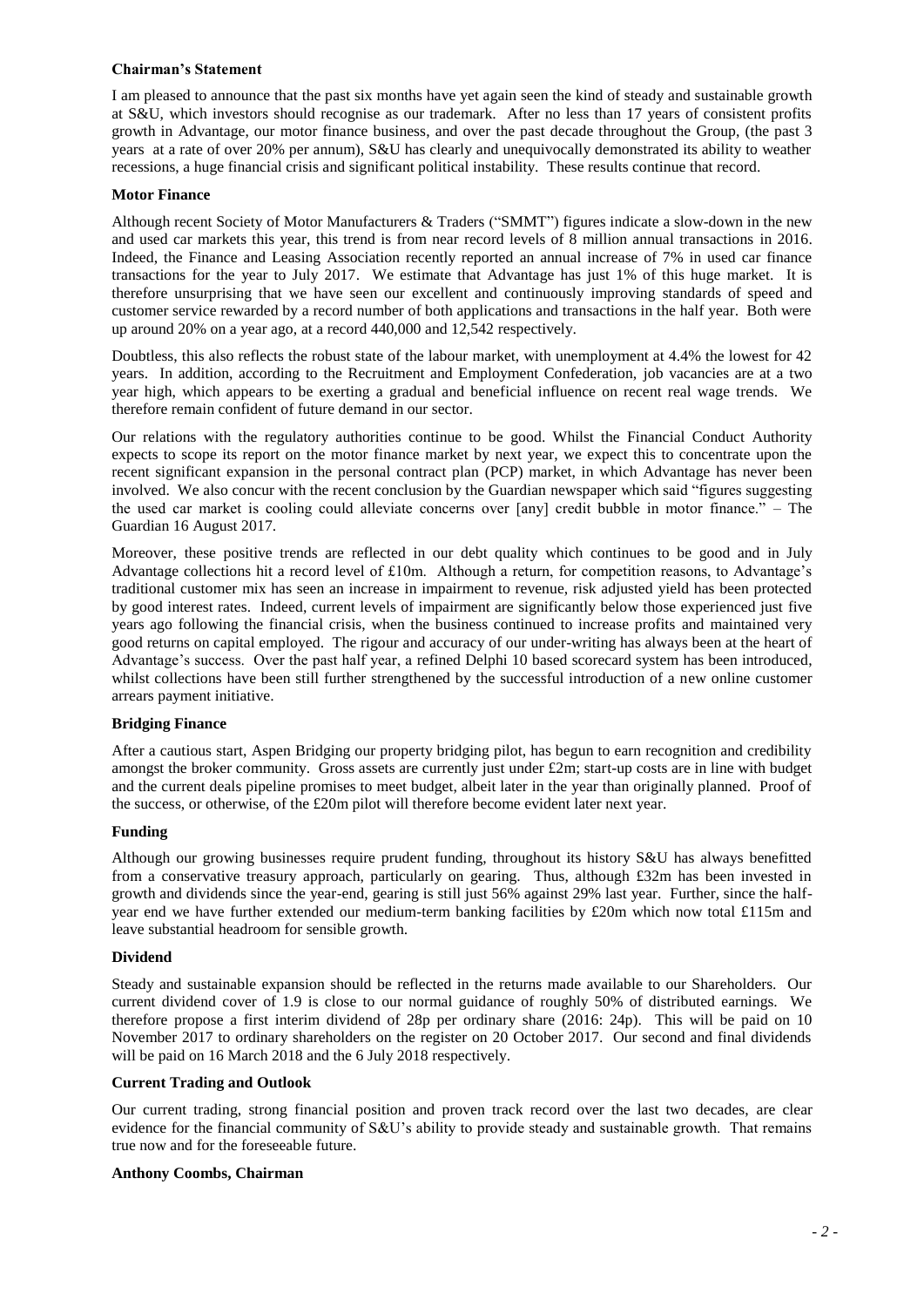## Chairman's Statement

I am pleased to announce that the past six months have yet again seen the kind of steady and sustainable growth at S&U, which investors should recognise as our trademark. After no less than 17 years of consistent profits growth in Advantage, our motor finance business, and over the past decade throughout the Group, (the past 3 years at a rate of over 20% per annum), S&U has clearly and unequivocally demonstrated its ability to weather recessions, a huge financial crisis and significant political instability. These results continue that record.

### Motor Finance

Although recent Society of Motor Manufacturers & Traders ("SMMT") figures indicate a slow-down in the new and used car markets this year, this trend is from near record levels of 8 million annual transactions in 2016. Indeed, the Finance and Leasing Association recently reported an annual increase of 7% in used car finance transactions for the year to July 2017. We estimate that Advantage has just 1% of this huge market. It is therefore unsurprising that we have seen our excellent and continuously improving standards of speed and customer service rewarded by a record number of both applications and transactions in the half year. Both were up around 20% on a year ago, at a record 440,000 and 12,542 respectively.

Doubtless, this also reflects the robust state of the labour market, with unemployment at 4.4% the lowest for 42 years. In addition, according to the Recruitment and Employment Confederation, job vacancies are at a two year high, which appears to be exerting a gradual and beneficial influence on recent real wage trends. We therefore remain confident of future demand in our sector.

Our relations with the regulatory authorities continue to be good. Whilst the Financial Conduct Authority expects to scope its report on the motor finance market by next year, we expect this to concentrate upon the recent significant expansion in the personal contract plan (PCP) market, in which Advantage has never been involved. We also concur with the recent conclusion by the Guardian newspaper which said "figures suggesting the used car market is cooling could alleviate concerns over [any] credit bubble in motor finance." – The Guardian 16 August 2017.

Moreover, these positive trends are reflected in our debt quality which continues to be good and in July Advantage collections hit a record level of £10m. Although a return, for competition reasons, to Advantage's traditional customer mix has seen an increase in impairment to revenue, risk adjusted yield has been protected by good interest rates. Indeed, current levels of impairment are significantly below those experienced just five years ago following the financial crisis, when the business continued to increase profits and maintained very good returns on capital employed. The rigour and accuracy of our under-writing has always been at the heart of Advantage's success. Over the past half year, a refined Delphi 10 based scorecard system has been introduced, whilst collections have been still further strengthened by the successful introduction of a new online customer arrears payment initiative.

### Bridging Finance

After a cautious start, Aspen Bridging our property bridging pilot, has begun to earn recognition and credibility amongst the broker community. Gross assets are currently just under £2m; start-up costs are in line with budget and the current deals pipeline promises to meet budget, albeit later in the year than originally planned. Proof of the success, or otherwise, of the £20m pilot will therefore become evident later next year.

### Funding

Although our growing businesses require prudent funding, throughout its history S&U has always benefitted from a conservative treasury approach, particularly on gearing. Thus, although £32m has been invested in growth and dividends since the year-end, gearing is still just 56% against 29% last year. Further, since the half-year end we have further extended our medium-term banking facilities by £20m which now total £115m and leave substantial headroom for sensible growth.

### Dividend

Steady and sustainable expansion should be reflected in the returns made available to our Shareholders. Our current dividend cover of 1.9 is close to our normal guidance of roughly 50% of distributed earnings. We therefore propose a first interim dividend of 28p per ordinary share (2016: 24p). This will be paid on 10 November 2017 to ordinary shareholders on the register on 20 October 2017. Our second and final dividends will be paid on 16 March 2018 and the 6 July 2018 respectively.

### Current Trading and Outlook

Our current trading, strong financial position and proven track record over the last two decades, are clear evidence for the financial community of S&U's ability to provide steady and sustainable growth. That remains true now and for the foreseeable future.

**Anthony Coombs, Chairman**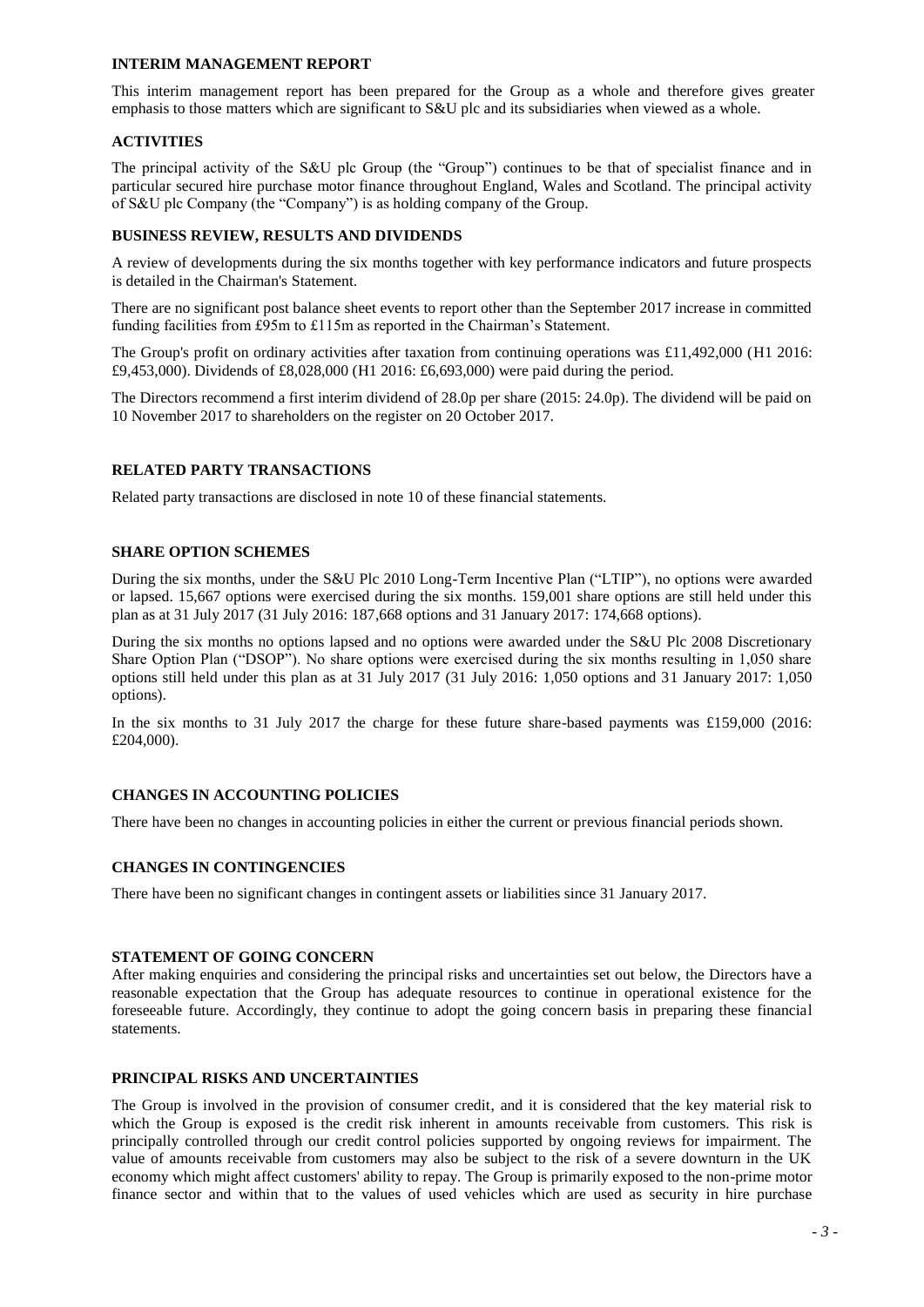## INTERIM MANAGEMENT REPORT

This interim management report has been prepared for the Group as a whole and therefore gives greater emphasis to those matters which are significant to S&U plc and its subsidiaries when viewed as a whole.

## ACTIVITIES

The principal activity of the S&U plc Group (the "Group") continues to be that of specialist finance and in particular secured hire purchase motor finance throughout England, Wales and Scotland. The principal activity of S&U plc Company (the "Company") is as holding company of the Group.

## BUSINESS REVIEW, RESULTS AND DIVIDENDS

A review of developments during the six months together with key performance indicators and future prospects is detailed in the Chairman's Statement.

There are no significant post balance sheet events to report other than the September 2017 increase in committed funding facilities from £95m to £115m as reported in the Chairman's Statement.

The Group's profit on ordinary activities after taxation from continuing operations was £11,492,000 (H1 2016: £9,453,000). Dividends of £8,028,000 (H1 2016: £6,693,000) were paid during the period.

The Directors recommend a first interim dividend of 28.0p per share (2015: 24.0p). The dividend will be paid on 10 November 2017 to shareholders on the register on 20 October 2017.

## RELATED PARTY TRANSACTIONS

Related party transactions are disclosed in note 10 of these financial statements.

## SHARE OPTION SCHEMES

During the six months, under the S&U Plc 2010 Long-Term Incentive Plan ("LTIP"), no options were awarded or lapsed. 15,667 options were exercised during the six months. 159,001 share options are still held under this plan as at 31 July 2017 (31 July 2016: 187,668 options and 31 January 2017: 174,668 options).

During the six months no options lapsed and no options were awarded under the S&U Plc 2008 Discretionary Share Option Plan ("DSOP"). No share options were exercised during the six months resulting in 1,050 share options still held under this plan as at 31 July 2017 (31 July 2016: 1,050 options and 31 January 2017: 1,050 options).

In the six months to 31 July 2017 the charge for these future share-based payments was £159,000 (2016: £204,000).

## CHANGES IN ACCOUNTING POLICIES

There have been no changes in accounting policies in either the current or previous financial periods shown.

## CHANGES IN CONTINGENCIES

There have been no significant changes in contingent assets or liabilities since 31 January 2017.

## STATEMENT OF GOING CONCERN

After making enquiries and considering the principal risks and uncertainties set out below, the Directors have a reasonable expectation that the Group has adequate resources to continue in operational existence for the foreseeable future. Accordingly, they continue to adopt the going concern basis in preparing these financial statements.

## PRINCIPAL RISKS AND UNCERTAINTIES

The Group is involved in the provision of consumer credit, and it is considered that the key material risk to which the Group is exposed is the credit risk inherent in amounts receivable from customers. This risk is principally controlled through our credit control policies supported by ongoing reviews for impairment. The value of amounts receivable from customers may also be subject to the risk of a severe downturn in the UK economy which might affect customers' ability to repay. The Group is primarily exposed to the non-prime motor finance sector and within that to the values of used vehicles which are used as security in hire purchase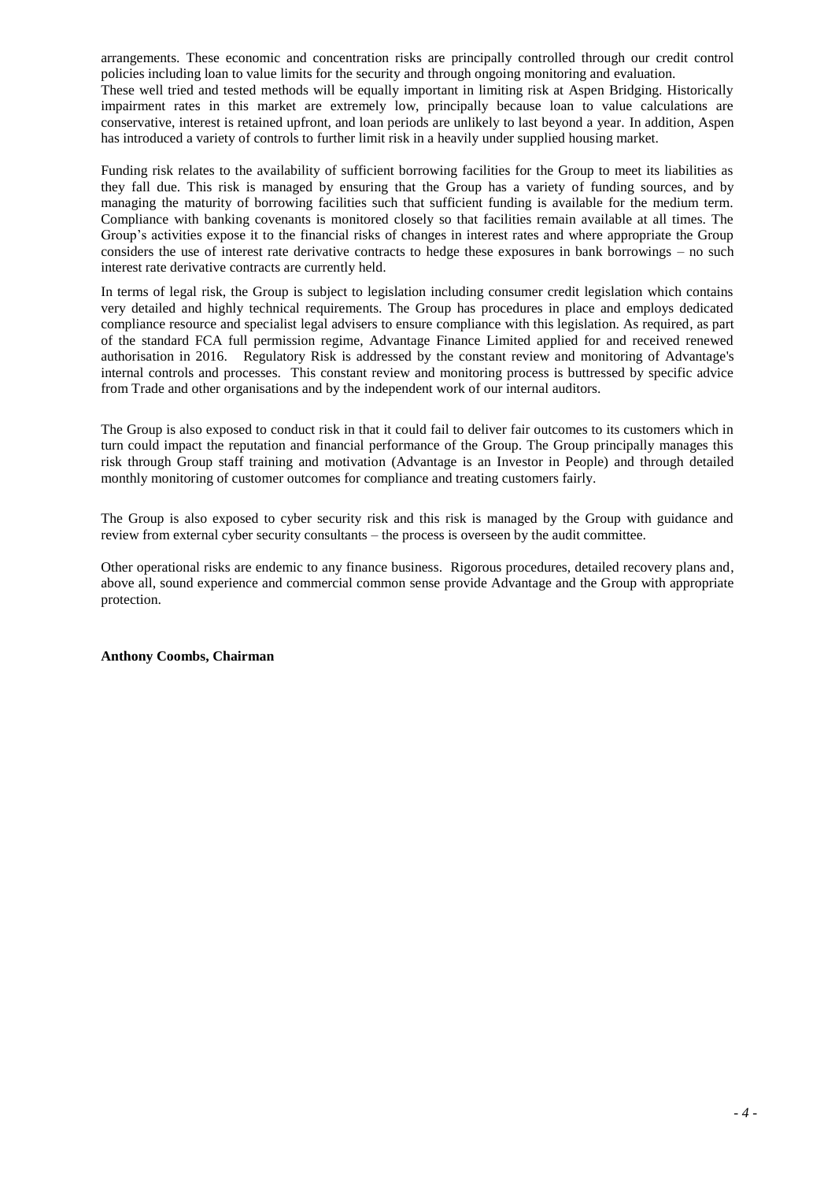arrangements. These economic and concentration risks are principally controlled through our credit control policies including loan to value limits for the security and through ongoing monitoring and evaluation.
These well tried and tested methods will be equally important in limiting risk at Aspen Bridging. Historically impairment rates in this market are extremely low, principally because loan to value calculations are conservative, interest is retained upfront, and loan periods are unlikely to last beyond a year. In addition, Aspen has introduced a variety of controls to further limit risk in a heavily under supplied housing market.

Funding risk relates to the availability of sufficient borrowing facilities for the Group to meet its liabilities as they fall due. This risk is managed by ensuring that the Group has a variety of funding sources, and by managing the maturity of borrowing facilities such that sufficient funding is available for the medium term. Compliance with banking covenants is monitored closely so that facilities remain available at all times. The Group's activities expose it to the financial risks of changes in interest rates and where appropriate the Group considers the use of interest rate derivative contracts to hedge these exposures in bank borrowings – no such interest rate derivative contracts are currently held.

In terms of legal risk, the Group is subject to legislation including consumer credit legislation which contains very detailed and highly technical requirements. The Group has procedures in place and employs dedicated compliance resource and specialist legal advisers to ensure compliance with this legislation. As required, as part of the standard FCA full permission regime, Advantage Finance Limited applied for and received renewed authorisation in 2016. Regulatory Risk is addressed by the constant review and monitoring of Advantage's internal controls and processes. This constant review and monitoring process is buttressed by specific advice from Trade and other organisations and by the independent work of our internal auditors.

The Group is also exposed to conduct risk in that it could fail to deliver fair outcomes to its customers which in turn could impact the reputation and financial performance of the Group. The Group principally manages this risk through Group staff training and motivation (Advantage is an Investor in People) and through detailed monthly monitoring of customer outcomes for compliance and treating customers fairly.

The Group is also exposed to cyber security risk and this risk is managed by the Group with guidance and review from external cyber security consultants – the process is overseen by the audit committee.

Other operational risks are endemic to any finance business. Rigorous procedures, detailed recovery plans and, above all, sound experience and commercial common sense provide Advantage and the Group with appropriate protection.

**Anthony Coombs, Chairman**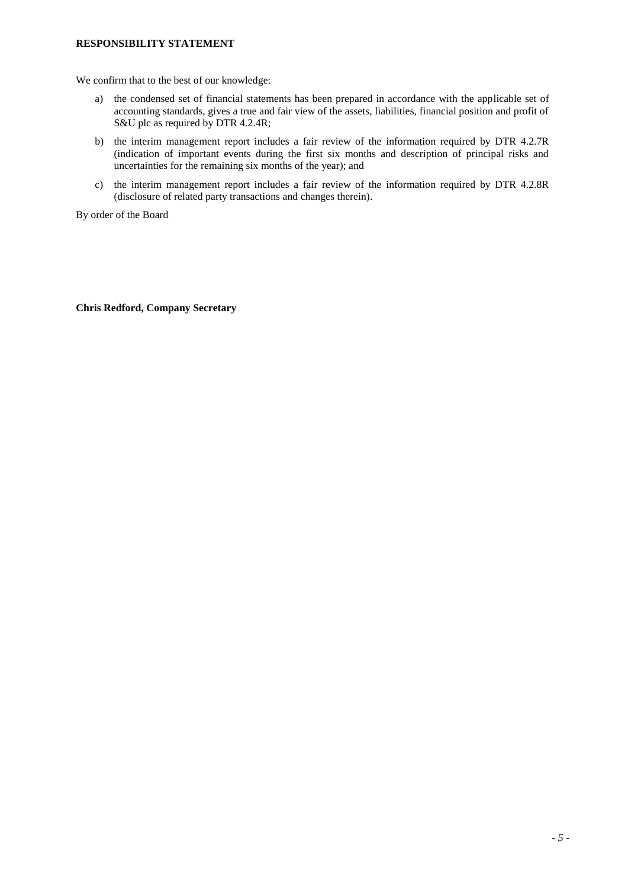**RESPONSIBILITY STATEMENT**

We confirm that to the best of our knowledge:

a) the condensed set of financial statements has been prepared in accordance with the applicable set of accounting standards, gives a true and fair view of the assets, liabilities, financial position and profit of S&U plc as required by DTR 4.2.4R;

b) the interim management report includes a fair review of the information required by DTR 4.2.7R (indication of important events during the first six months and description of principal risks and uncertainties for the remaining six months of the year); and

c) the interim management report includes a fair review of the information required by DTR 4.2.8R (disclosure of related party transactions and changes therein).

By order of the Board

**Chris Redford, Company Secretary**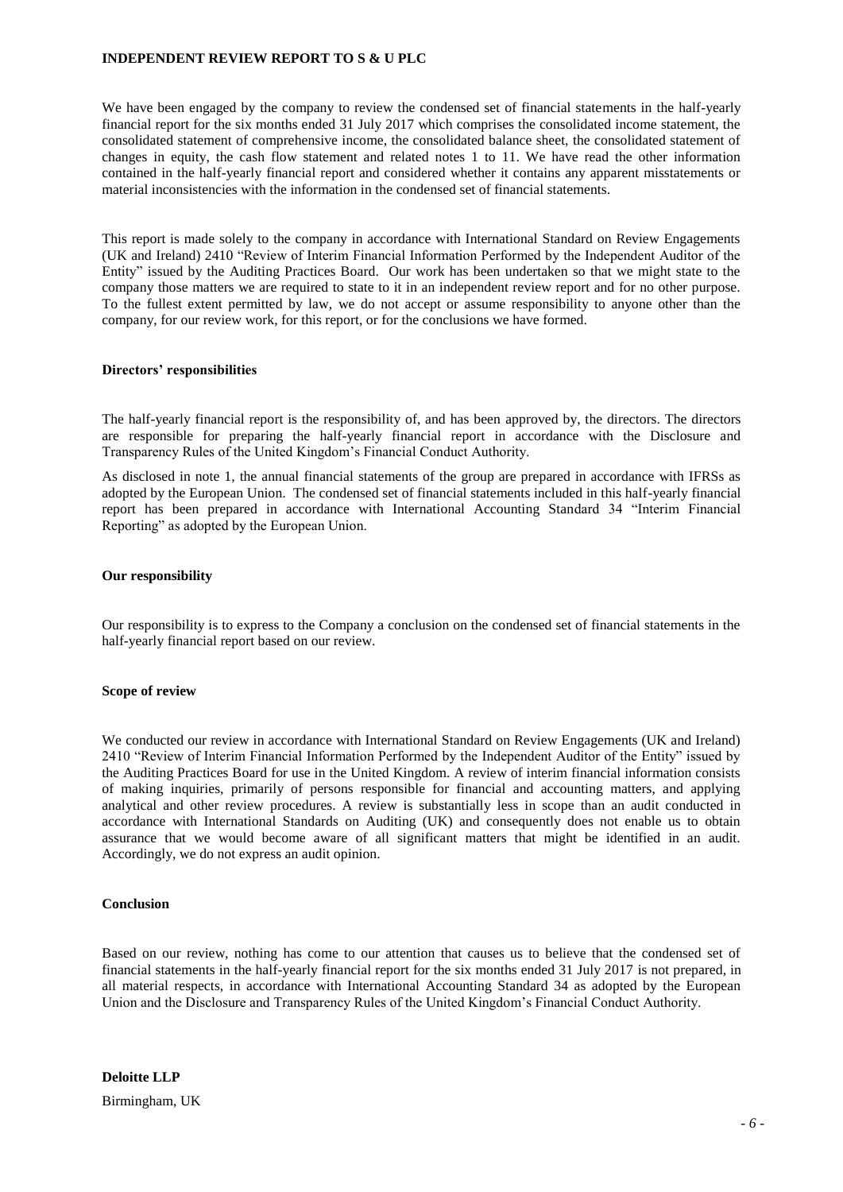# INDEPENDENT REVIEW REPORT TO S & U PLC

We have been engaged by the company to review the condensed set of financial statements in the half-yearly financial report for the six months ended 31 July 2017 which comprises the consolidated income statement, the consolidated statement of comprehensive income, the consolidated balance sheet, the consolidated statement of changes in equity, the cash flow statement and related notes 1 to 11. We have read the other information contained in the half-yearly financial report and considered whether it contains any apparent misstatements or material inconsistencies with the information in the condensed set of financial statements.

This report is made solely to the company in accordance with International Standard on Review Engagements (UK and Ireland) 2410 "Review of Interim Financial Information Performed by the Independent Auditor of the Entity" issued by the Auditing Practices Board. Our work has been undertaken so that we might state to the company those matters we are required to state to it in an independent review report and for no other purpose. To the fullest extent permitted by law, we do not accept or assume responsibility to anyone other than the company, for our review work, for this report, or for the conclusions we have formed.

## Directors' responsibilities

The half-yearly financial report is the responsibility of, and has been approved by, the directors. The directors are responsible for preparing the half-yearly financial report in accordance with the Disclosure and Transparency Rules of the United Kingdom's Financial Conduct Authority.

As disclosed in note 1, the annual financial statements of the group are prepared in accordance with IFRSs as adopted by the European Union. The condensed set of financial statements included in this half-yearly financial report has been prepared in accordance with International Accounting Standard 34 "Interim Financial Reporting" as adopted by the European Union.

## Our responsibility

Our responsibility is to express to the Company a conclusion on the condensed set of financial statements in the half-yearly financial report based on our review.

## Scope of review

We conducted our review in accordance with International Standard on Review Engagements (UK and Ireland) 2410 "Review of Interim Financial Information Performed by the Independent Auditor of the Entity" issued by the Auditing Practices Board for use in the United Kingdom. A review of interim financial information consists of making inquiries, primarily of persons responsible for financial and accounting matters, and applying analytical and other review procedures. A review is substantially less in scope than an audit conducted in accordance with International Standards on Auditing (UK) and consequently does not enable us to obtain assurance that we would become aware of all significant matters that might be identified in an audit. Accordingly, we do not express an audit opinion.

## Conclusion

Based on our review, nothing has come to our attention that causes us to believe that the condensed set of financial statements in the half-yearly financial report for the six months ended 31 July 2017 is not prepared, in all material respects, in accordance with International Accounting Standard 34 as adopted by the European Union and the Disclosure and Transparency Rules of the United Kingdom's Financial Conduct Authority.

**Deloitte LLP**

Birmingham, UK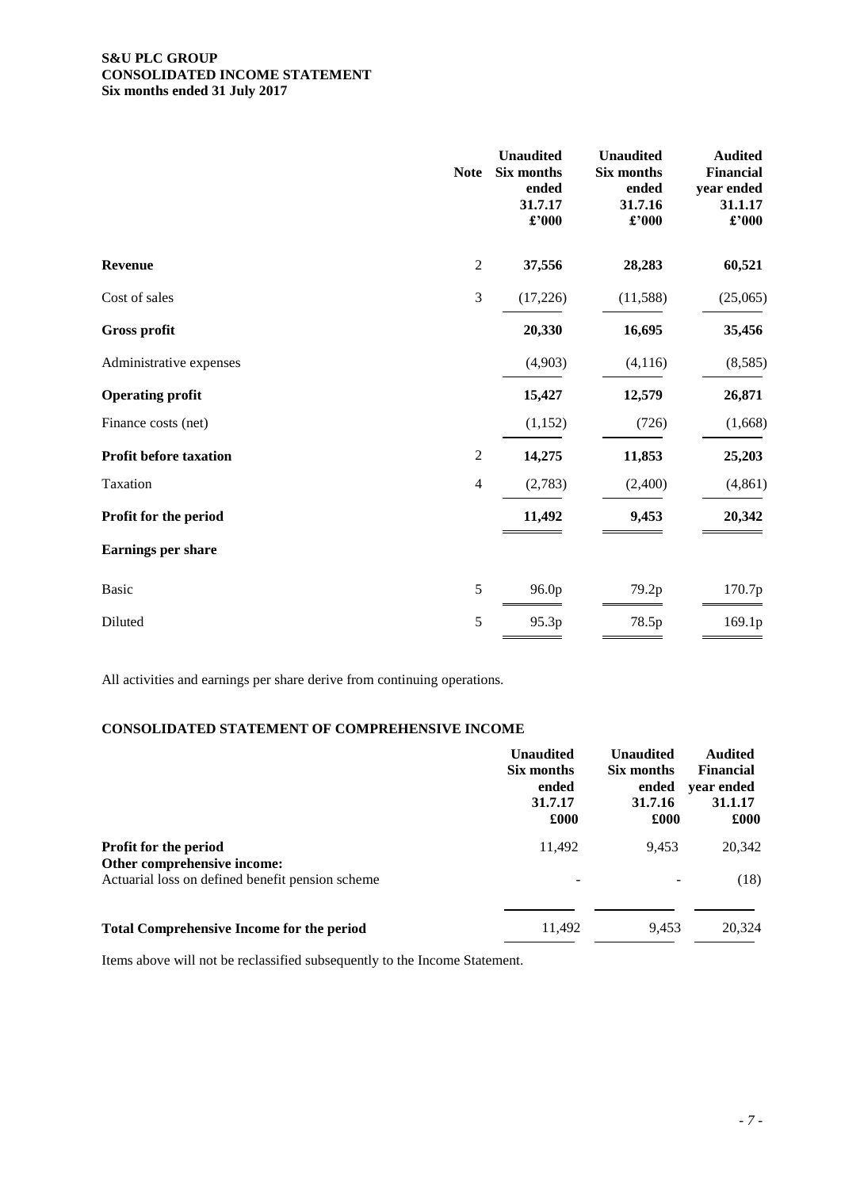**S&U PLC GROUP**
**CONSOLIDATED INCOME STATEMENT**
**Six months ended 31 July 2017**

| | Note | Unaudited Six months ended 31.7.17 £'000 | Unaudited Six months ended 31.7.16 £'000 | Audited Financial year ended 31.1.17 £'000 |
|---|---|---|---|---|
| **Revenue** | 2 | **37,556** | **28,283** | **60,521** |
| Cost of sales | 3 | (17,226) | (11,588) | (25,065) |
| **Gross profit** | | **20,330** | **16,695** | **35,456** |
| Administrative expenses | | (4,903) | (4,116) | (8,585) |
| **Operating profit** | | **15,427** | **12,579** | **26,871** |
| Finance costs (net) | | (1,152) | (726) | (1,668) |
| **Profit before taxation** | 2 | **14,275** | **11,853** | **25,203** |
| Taxation | 4 | (2,783) | (2,400) | (4,861) |
| **Profit for the period** | | **11,492** | **9,453** | **20,342** |
| **Earnings per share** | | | | |
| Basic | 5 | 96.0p | 79.2p | 170.7p |
| Diluted | 5 | 95.3p | 78.5p | 169.1p |

All activities and earnings per share derive from continuing operations.

**CONSOLIDATED STATEMENT OF COMPREHENSIVE INCOME**

| | Unaudited Six months ended 31.7.17 £000 | Unaudited Six months ended 31.7.16 £000 | Audited Financial year ended 31.1.17 £000 |
|---|---|---|---|
| **Profit for the period** | 11,492 | 9,453 | 20,342 |
| **Other comprehensive income:** | | | |
| Actuarial loss on defined benefit pension scheme | - | - | (18) |
| **Total Comprehensive Income for the period** | 11,492 | 9,453 | 20,324 |

Items above will not be reclassified subsequently to the Income Statement.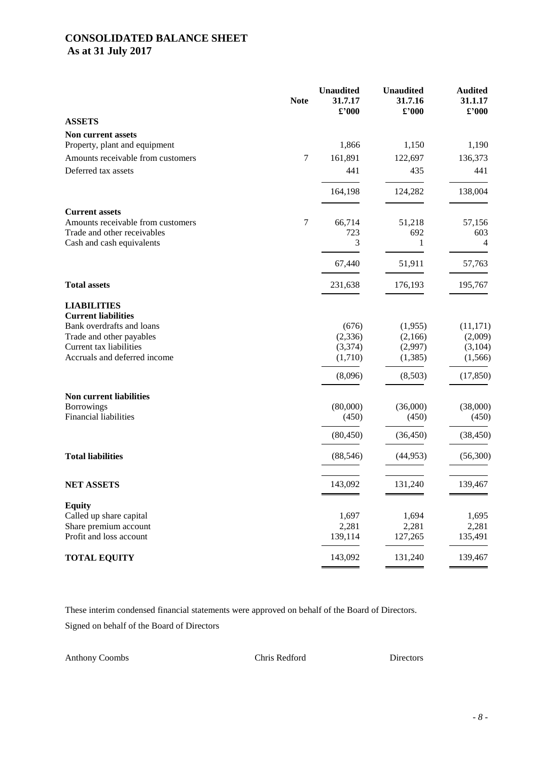# CONSOLIDATED BALANCE SHEET

## As at 31 July 2017

| | Note | Unaudited 31.7.17 £'000 | Unaudited 31.7.16 £'000 | Audited 31.1.17 £'000 |
|---|---|---|---|---|
| **ASSETS** | | | | |
| **Non current assets** | | | | |
| Property, plant and equipment | | 1,866 | 1,150 | 1,190 |
| Amounts receivable from customers | 7 | 161,891 | 122,697 | 136,373 |
| Deferred tax assets | | 441 | 435 | 441 |
| | | 164,198 | 124,282 | 138,004 |
| **Current assets** | | | | |
| Amounts receivable from customers | 7 | 66,714 | 51,218 | 57,156 |
| Trade and other receivables | | 723 | 692 | 603 |
| Cash and cash equivalents | | 3 | 1 | 4 |
| | | 67,440 | 51,911 | 57,763 |
| **Total assets** | | 231,638 | 176,193 | 195,767 |
| **LIABILITIES** | | | | |
| **Current liabilities** | | | | |
| Bank overdrafts and loans | | (676) | (1,955) | (11,171) |
| Trade and other payables | | (2,336) | (2,166) | (2,009) |
| Current tax liabilities | | (3,374) | (2,997) | (3,104) |
| Accruals and deferred income | | (1,710) | (1,385) | (1,566) |
| | | (8,096) | (8,503) | (17,850) |
| **Non current liabilities** | | | | |
| Borrowings | | (80,000) | (36,000) | (38,000) |
| Financial liabilities | | (450) | (450) | (450) |
| | | (80,450) | (36,450) | (38,450) |
| **Total liabilities** | | (88,546) | (44,953) | (56,300) |
| **NET ASSETS** | | 143,092 | 131,240 | 139,467 |
| **Equity** | | | | |
| Called up share capital | | 1,697 | 1,694 | 1,695 |
| Share premium account | | 2,281 | 2,281 | 2,281 |
| Profit and loss account | | 139,114 | 127,265 | 135,491 |
| **TOTAL EQUITY** | | 143,092 | 131,240 | 139,467 |

These interim condensed financial statements were approved on behalf of the Board of Directors.

Signed on behalf of the Board of Directors

Anthony Coombs                Chris Redford                Directors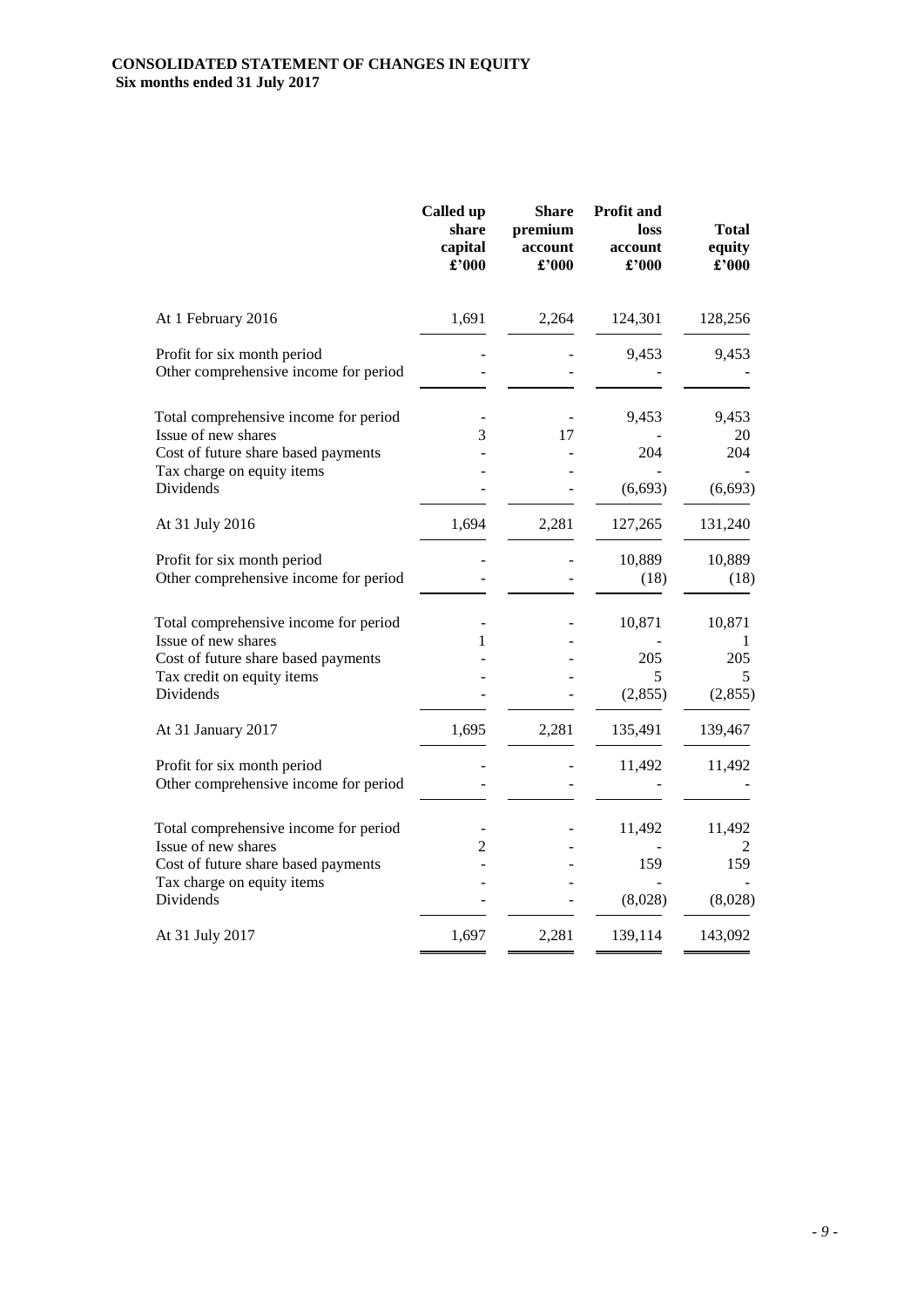**CONSOLIDATED STATEMENT OF CHANGES IN EQUITY**
**Six months ended 31 July 2017**

| | Called up share capital £'000 | Share premium account £'000 | Profit and loss account £'000 | Total equity £'000 |
|---|---|---|---|---|
| At 1 February 2016 | 1,691 | 2,264 | 124,301 | 128,256 |
| Profit for six month period | - | - | 9,453 | 9,453 |
| Other comprehensive income for period | - | - | - | - |
| Total comprehensive income for period | - | - | 9,453 | 9,453 |
| Issue of new shares | 3 | 17 | - | 20 |
| Cost of future share based payments | - | - | 204 | 204 |
| Tax charge on equity items | - | - | - | - |
| Dividends | - | - | (6,693) | (6,693) |
| At 31 July 2016 | 1,694 | 2,281 | 127,265 | 131,240 |
| Profit for six month period | - | - | 10,889 | 10,889 |
| Other comprehensive income for period | - | - | (18) | (18) |
| Total comprehensive income for period | - | - | 10,871 | 10,871 |
| Issue of new shares | 1 | - | - | 1 |
| Cost of future share based payments | - | - | 205 | 205 |
| Tax credit on equity items | - | - | 5 | 5 |
| Dividends | - | - | (2,855) | (2,855) |
| At 31 January 2017 | 1,695 | 2,281 | 135,491 | 139,467 |
| Profit for six month period | - | - | 11,492 | 11,492 |
| Other comprehensive income for period | - | - | - | - |
| Total comprehensive income for period | - | - | 11,492 | 11,492 |
| Issue of new shares | 2 | - | - | 2 |
| Cost of future share based payments | - | - | 159 | 159 |
| Tax charge on equity items | - | - | - | - |
| Dividends | - | - | (8,028) | (8,028) |
| At 31 July 2017 | 1,697 | 2,281 | 139,114 | 143,092 |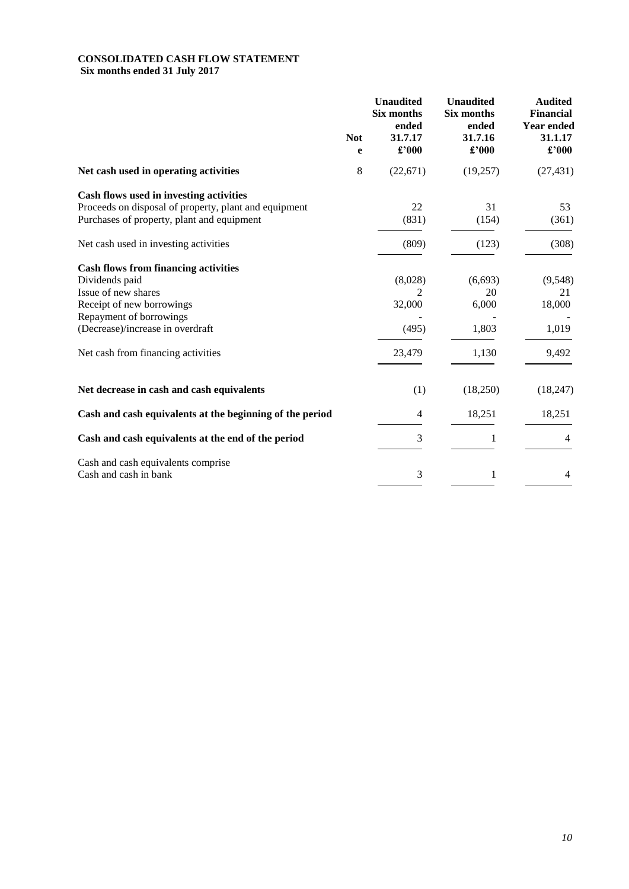**CONSOLIDATED CASH FLOW STATEMENT**
**Six months ended 31 July 2017**

| | Note | Unaudited Six months ended 31.7.17 £'000 | Unaudited Six months ended 31.7.16 £'000 | Audited Financial Year ended 31.1.17 £'000 |
|---|---|---|---|---|
| **Net cash used in operating activities** | 8 | (22,671) | (19,257) | (27,431) |
| **Cash flows used in investing activities** | | | | |
| Proceeds on disposal of property, plant and equipment | | 22 | 31 | 53 |
| Purchases of property, plant and equipment | | (831) | (154) | (361) |
| Net cash used in investing activities | | (809) | (123) | (308) |
| **Cash flows from financing activities** | | | | |
| Dividends paid | | (8,028) | (6,693) | (9,548) |
| Issue of new shares | | 2 | 20 | 21 |
| Receipt of new borrowings | | 32,000 | 6,000 | 18,000 |
| Repayment of borrowings | | - | - | - |
| (Decrease)/increase in overdraft | | (495) | 1,803 | 1,019 |
| Net cash from financing activities | | 23,479 | 1,130 | 9,492 |
| **Net decrease in cash and cash equivalents** | | (1) | (18,250) | (18,247) |
| **Cash and cash equivalents at the beginning of the period** | | 4 | 18,251 | 18,251 |
| **Cash and cash equivalents at the end of the period** | | 3 | 1 | 4 |
| Cash and cash equivalents comprise | | | | |
| Cash and cash in bank | | 3 | 1 | 4 |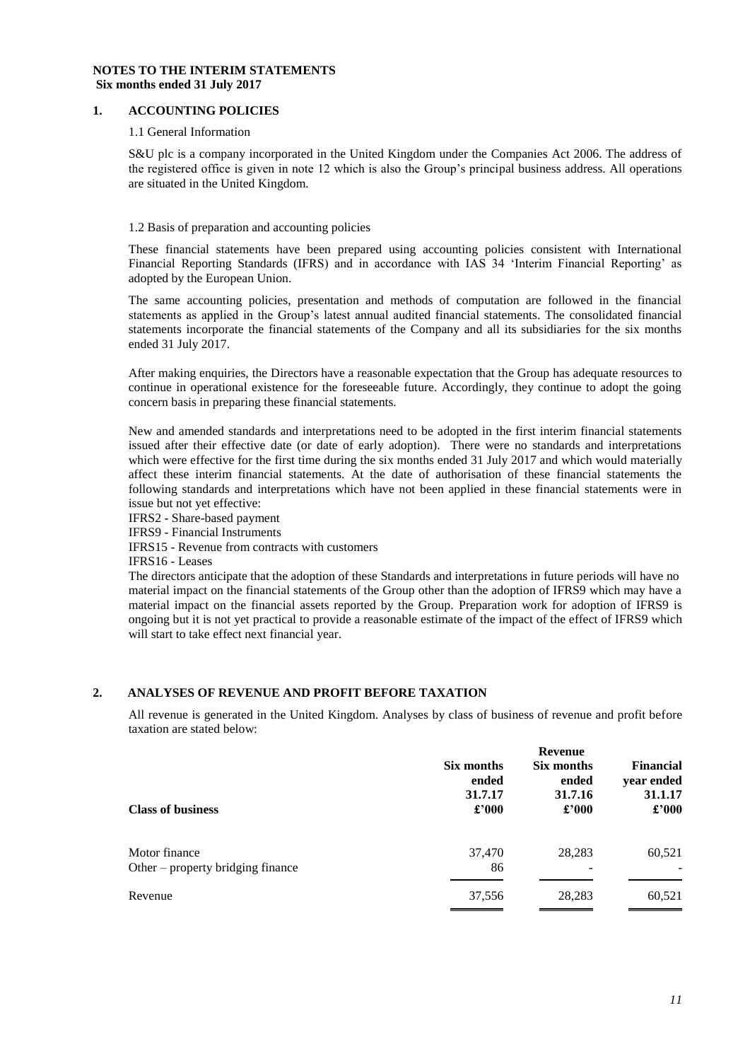**NOTES TO THE INTERIM STATEMENTS**
**Six months ended 31 July 2017**

## 1. ACCOUNTING POLICIES

### 1.1 General Information

S&U plc is a company incorporated in the United Kingdom under the Companies Act 2006. The address of the registered office is given in note 12 which is also the Group's principal business address. All operations are situated in the United Kingdom.

### 1.2 Basis of preparation and accounting policies

These financial statements have been prepared using accounting policies consistent with International Financial Reporting Standards (IFRS) and in accordance with IAS 34 'Interim Financial Reporting' as adopted by the European Union.

The same accounting policies, presentation and methods of computation are followed in the financial statements as applied in the Group's latest annual audited financial statements. The consolidated financial statements incorporate the financial statements of the Company and all its subsidiaries for the six months ended 31 July 2017.

After making enquiries, the Directors have a reasonable expectation that the Group has adequate resources to continue in operational existence for the foreseeable future. Accordingly, they continue to adopt the going concern basis in preparing these financial statements.

New and amended standards and interpretations need to be adopted in the first interim financial statements issued after their effective date (or date of early adoption). There were no standards and interpretations which were effective for the first time during the six months ended 31 July 2017 and which would materially affect these interim financial statements. At the date of authorisation of these financial statements the following standards and interpretations which have not been applied in these financial statements were in issue but not yet effective:

IFRS2 - Share-based payment
IFRS9 - Financial Instruments
IFRS15 - Revenue from contracts with customers
IFRS16 - Leases

The directors anticipate that the adoption of these Standards and interpretations in future periods will have no material impact on the financial statements of the Group other than the adoption of IFRS9 which may have a material impact on the financial assets reported by the Group. Preparation work for adoption of IFRS9 is ongoing but it is not yet practical to provide a reasonable estimate of the impact of the effect of IFRS9 which will start to take effect next financial year.

## 2. ANALYSES OF REVENUE AND PROFIT BEFORE TAXATION

All revenue is generated in the United Kingdom. Analyses by class of business of revenue and profit before taxation are stated below:

| | Revenue | | |
|---|---|---|---|
| **Class of business** | **Six months ended 31.7.17 £'000** | **Six months ended 31.7.16 £'000** | **Financial year ended 31.1.17 £'000** |
| Motor finance | 37,470 | 28,283 | 60,521 |
| Other – property bridging finance | 86 | - | - |
| Revenue | 37,556 | 28,283 | 60,521 |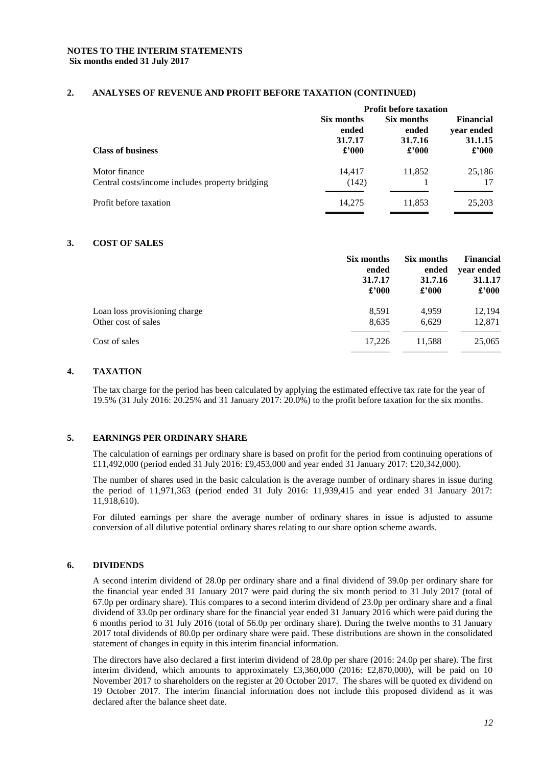**NOTES TO THE INTERIM STATEMENTS**
**Six months ended 31 July 2017**

## 2. ANALYSES OF REVENUE AND PROFIT BEFORE TAXATION (CONTINUED)

| | Profit before taxation | | |
|---|---|---|---|
| **Class of business** | **Six months ended 31.7.17 £'000** | **Six months ended 31.7.16 £'000** | **Financial year ended 31.1.15 £'000** |
| Motor finance | 14,417 | 11,852 | 25,186 |
| Central costs/income includes property bridging | (142) | 1 | 17 |
| Profit before taxation | 14,275 | 11,853 | 25,203 |

## 3. COST OF SALES

| | Six months ended 31.7.17 £'000 | Six months ended 31.7.16 £'000 | Financial year ended 31.1.17 £'000 |
|---|---|---|---|
| Loan loss provisioning charge | 8,591 | 4,959 | 12,194 |
| Other cost of sales | 8,635 | 6,629 | 12,871 |
| Cost of sales | 17,226 | 11,588 | 25,065 |

## 4. TAXATION

The tax charge for the period has been calculated by applying the estimated effective tax rate for the year of 19.5% (31 July 2016: 20.25% and 31 January 2017: 20.0%) to the profit before taxation for the six months.

## 5. EARNINGS PER ORDINARY SHARE

The calculation of earnings per ordinary share is based on profit for the period from continuing operations of £11,492,000 (period ended 31 July 2016: £9,453,000 and year ended 31 January 2017: £20,342,000).

The number of shares used in the basic calculation is the average number of ordinary shares in issue during the period of 11,971,363 (period ended 31 July 2016: 11,939,415 and year ended 31 January 2017: 11,918,610).

For diluted earnings per share the average number of ordinary shares in issue is adjusted to assume conversion of all dilutive potential ordinary shares relating to our share option scheme awards.

## 6. DIVIDENDS

A second interim dividend of 28.0p per ordinary share and a final dividend of 39.0p per ordinary share for the financial year ended 31 January 2017 were paid during the six month period to 31 July 2017 (total of 67.0p per ordinary share). This compares to a second interim dividend of 23.0p per ordinary share and a final dividend of 33.0p per ordinary share for the financial year ended 31 January 2016 which were paid during the 6 months period to 31 July 2016 (total of 56.0p per ordinary share). During the twelve months to 31 January 2017 total dividends of 80.0p per ordinary share were paid. These distributions are shown in the consolidated statement of changes in equity in this interim financial information.

The directors have also declared a first interim dividend of 28.0p per share (2016: 24.0p per share). The first interim dividend, which amounts to approximately £3,360,000 (2016: £2,870,000), will be paid on 10 November 2017 to shareholders on the register at 20 October 2017. The shares will be quoted ex dividend on 19 October 2017. The interim financial information does not include this proposed dividend as it was declared after the balance sheet date.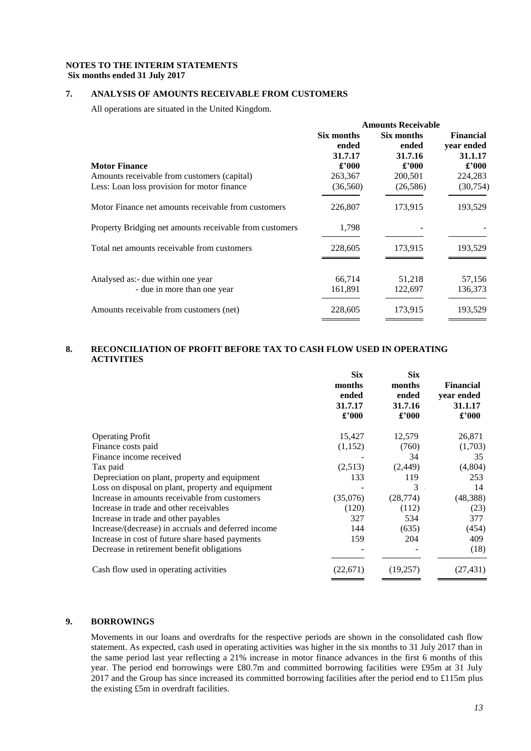**NOTES TO THE INTERIM STATEMENTS**
**Six months ended 31 July 2017**

## 7. ANALYSIS OF AMOUNTS RECEIVABLE FROM CUSTOMERS

All operations are situated in the United Kingdom.

| | Amounts Receivable | | |
|---|---|---|---|
| | Six months ended 31.7.17 | Six months ended 31.7.16 | Financial year ended 31.1.17 |
| **Motor Finance** | £'000 | £'000 | £'000 |
| Amounts receivable from customers (capital) | 263,367 | 200,501 | 224,283 |
| Less: Loan loss provision for motor finance | (36,560) | (26,586) | (30,754) |
| Motor Finance net amounts receivable from customers | 226,807 | 173,915 | 193,529 |
| Property Bridging net amounts receivable from customers | 1,798 | - | - |
| Total net amounts receivable from customers | 228,605 | 173,915 | 193,529 |
| Analysed as:- due within one year | 66,714 | 51,218 | 57,156 |
| - due in more than one year | 161,891 | 122,697 | 136,373 |
| Amounts receivable from customers (net) | 228,605 | 173,915 | 193,529 |

## 8. RECONCILIATION OF PROFIT BEFORE TAX TO CASH FLOW USED IN OPERATING ACTIVITIES

| | Six months ended 31.7.17 £'000 | Six months ended 31.7.16 £'000 | Financial year ended 31.1.17 £'000 |
|---|---|---|---|
| Operating Profit | 15,427 | 12,579 | 26,871 |
| Finance costs paid | (1,152) | (760) | (1,703) |
| Finance income received | - | 34 | 35 |
| Tax paid | (2,513) | (2,449) | (4,804) |
| Depreciation on plant, property and equipment | 133 | 119 | 253 |
| Loss on disposal on plant, property and equipment | - | 3 | 14 |
| Increase in amounts receivable from customers | (35,076) | (28,774) | (48,388) |
| Increase in trade and other receivables | (120) | (112) | (23) |
| Increase in trade and other payables | 327 | 534 | 377 |
| Increase/(decrease) in accruals and deferred income | 144 | (635) | (454) |
| Increase in cost of future share based payments | 159 | 204 | 409 |
| Decrease in retirement benefit obligations | - | - | (18) |
| Cash flow used in operating activities | (22,671) | (19,257) | (27,431) |

## 9. BORROWINGS

Movements in our loans and overdrafts for the respective periods are shown in the consolidated cash flow statement. As expected, cash used in operating activities was higher in the six months to 31 July 2017 than in the same period last year reflecting a 21% increase in motor finance advances in the first 6 months of this year. The period end borrowings were £80.7m and committed borrowing facilities were £95m at 31 July 2017 and the Group has since increased its committed borrowing facilities after the period end to £115m plus the existing £5m in overdraft facilities.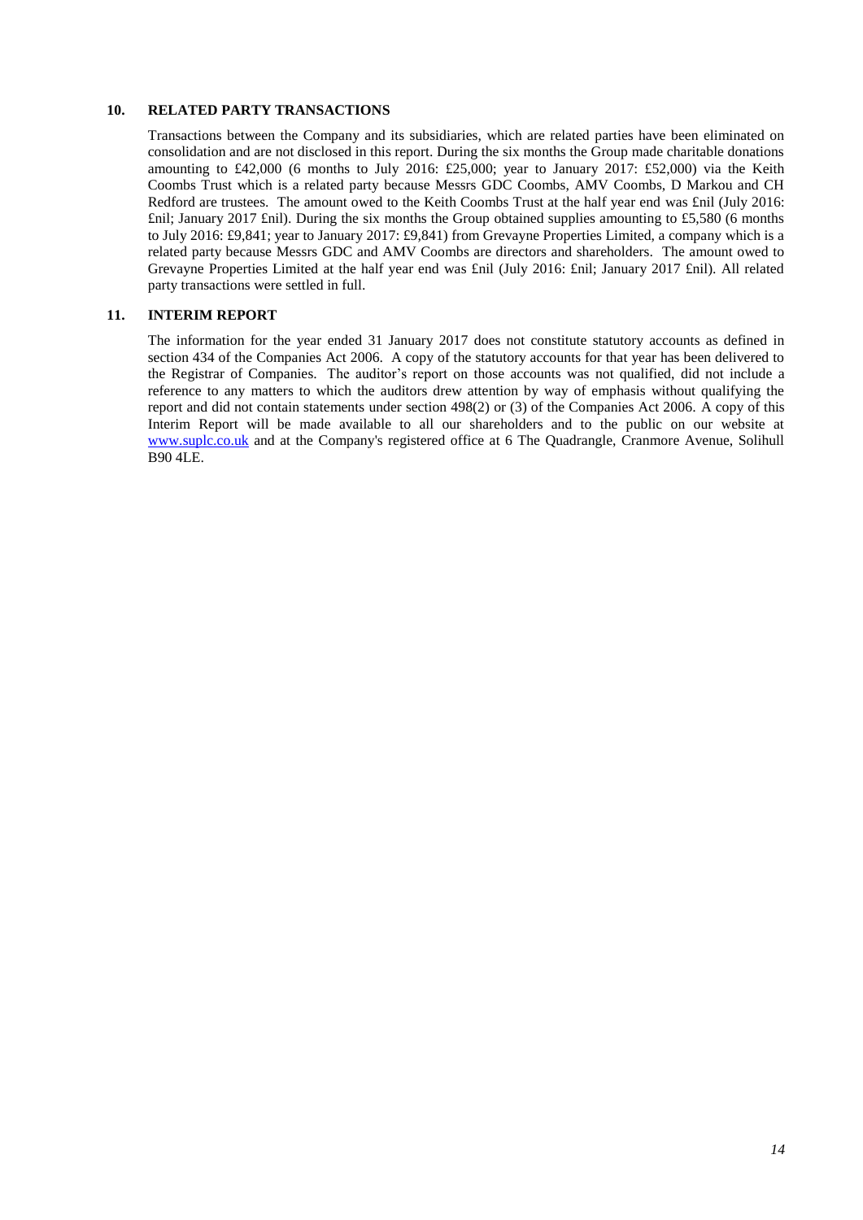## 10. RELATED PARTY TRANSACTIONS

Transactions between the Company and its subsidiaries, which are related parties have been eliminated on consolidation and are not disclosed in this report. During the six months the Group made charitable donations amounting to £42,000 (6 months to July 2016: £25,000; year to January 2017: £52,000) via the Keith Coombs Trust which is a related party because Messrs GDC Coombs, AMV Coombs, D Markou and CH Redford are trustees. The amount owed to the Keith Coombs Trust at the half year end was £nil (July 2016: £nil; January 2017 £nil). During the six months the Group obtained supplies amounting to £5,580 (6 months to July 2016: £9,841; year to January 2017: £9,841) from Grevayne Properties Limited, a company which is a related party because Messrs GDC and AMV Coombs are directors and shareholders. The amount owed to Grevayne Properties Limited at the half year end was £nil (July 2016: £nil; January 2017 £nil). All related party transactions were settled in full.

## 11. INTERIM REPORT

The information for the year ended 31 January 2017 does not constitute statutory accounts as defined in section 434 of the Companies Act 2006. A copy of the statutory accounts for that year has been delivered to the Registrar of Companies. The auditor's report on those accounts was not qualified, did not include a reference to any matters to which the auditors drew attention by way of emphasis without qualifying the report and did not contain statements under section 498(2) or (3) of the Companies Act 2006. A copy of this Interim Report will be made available to all our shareholders and to the public on our website at www.suplc.co.uk and at the Company's registered office at 6 The Quadrangle, Cranmore Avenue, Solihull B90 4LE.